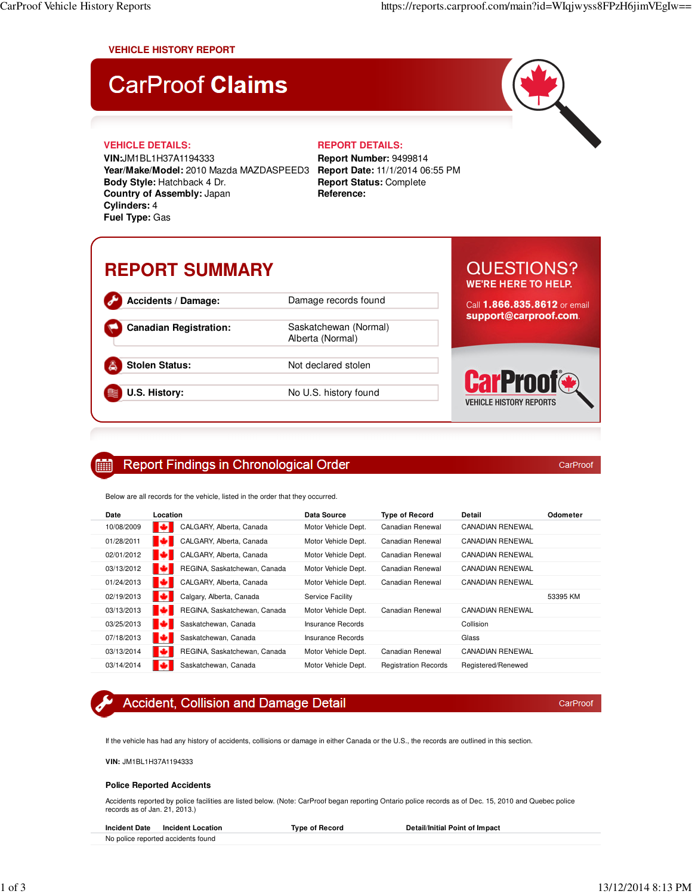VEHICLE HISTORY REPORT

# CarProof **Claims**

**VEHICLE DETAILS:**

**VIN:**JM1BL1H37A1194333
**Year/Make/Model:** 2010 Mazda MAZDASPEED3
**Body Style:** Hatchback 4 Dr.
**Country of Assembly:** Japan
**Cylinders:** 4
**Fuel Type:** Gas

**REPORT DETAILS:**

**Report Number:** 9499814
**Report Date:** 11/1/2014 06:55 PM
**Report Status:** Complete
**Reference:**

## REPORT SUMMARY

| | |
|---|---|
| **Accidents / Damage:** | Damage records found |
| **Canadian Registration:** | Saskatchewan (Normal) Alberta (Normal) |
| **Stolen Status:** | Not declared stolen |
| **U.S. History:** | No U.S. history found |

QUESTIONS?
WE'RE HERE TO HELP.

Call **1.866.835.8612** or email **support@carproof.com**.

CarProof VEHICLE HISTORY REPORTS

## Report Findings in Chronological Order

CarProof

Below are all records for the vehicle, listed in the order that they occurred.

| Date | Location | Data Source | Type of Record | Detail | Odometer |
|---|---|---|---|---|---|
| 10/08/2009 | CALGARY, Alberta, Canada | Motor Vehicle Dept. | Canadian Renewal | CANADIAN RENEWAL | |
| 01/28/2011 | CALGARY, Alberta, Canada | Motor Vehicle Dept. | Canadian Renewal | CANADIAN RENEWAL | |
| 02/01/2012 | CALGARY, Alberta, Canada | Motor Vehicle Dept. | Canadian Renewal | CANADIAN RENEWAL | |
| 03/13/2012 | REGINA, Saskatchewan, Canada | Motor Vehicle Dept. | Canadian Renewal | CANADIAN RENEWAL | |
| 01/24/2013 | CALGARY, Alberta, Canada | Motor Vehicle Dept. | Canadian Renewal | CANADIAN RENEWAL | |
| 02/19/2013 | Calgary, Alberta, Canada | Service Facility | | | 53395 KM |
| 03/13/2013 | REGINA, Saskatchewan, Canada | Motor Vehicle Dept. | Canadian Renewal | CANADIAN RENEWAL | |
| 03/25/2013 | Saskatchewan, Canada | Insurance Records | | Collision | |
| 07/18/2013 | Saskatchewan, Canada | Insurance Records | | Glass | |
| 03/13/2014 | REGINA, Saskatchewan, Canada | Motor Vehicle Dept. | Canadian Renewal | CANADIAN RENEWAL | |
| 03/14/2014 | Saskatchewan, Canada | Motor Vehicle Dept. | Registration Records | Registered/Renewed | |

## Accident, Collision and Damage Detail

CarProof

If the vehicle has had any history of accidents, collisions or damage in either Canada or the U.S., the records are outlined in this section.

**VIN:** JM1BL1H37A1194333

### Police Reported Accidents

Accidents reported by police facilities are listed below. (Note: CarProof began reporting Ontario police records as of Dec. 15, 2010 and Quebec police records as of Jan. 21, 2013.)

| Incident Date | Incident Location | Type of Record | Detail/Initial Point of Impact |
|---|---|---|---|
| No police reported accidents found | | | |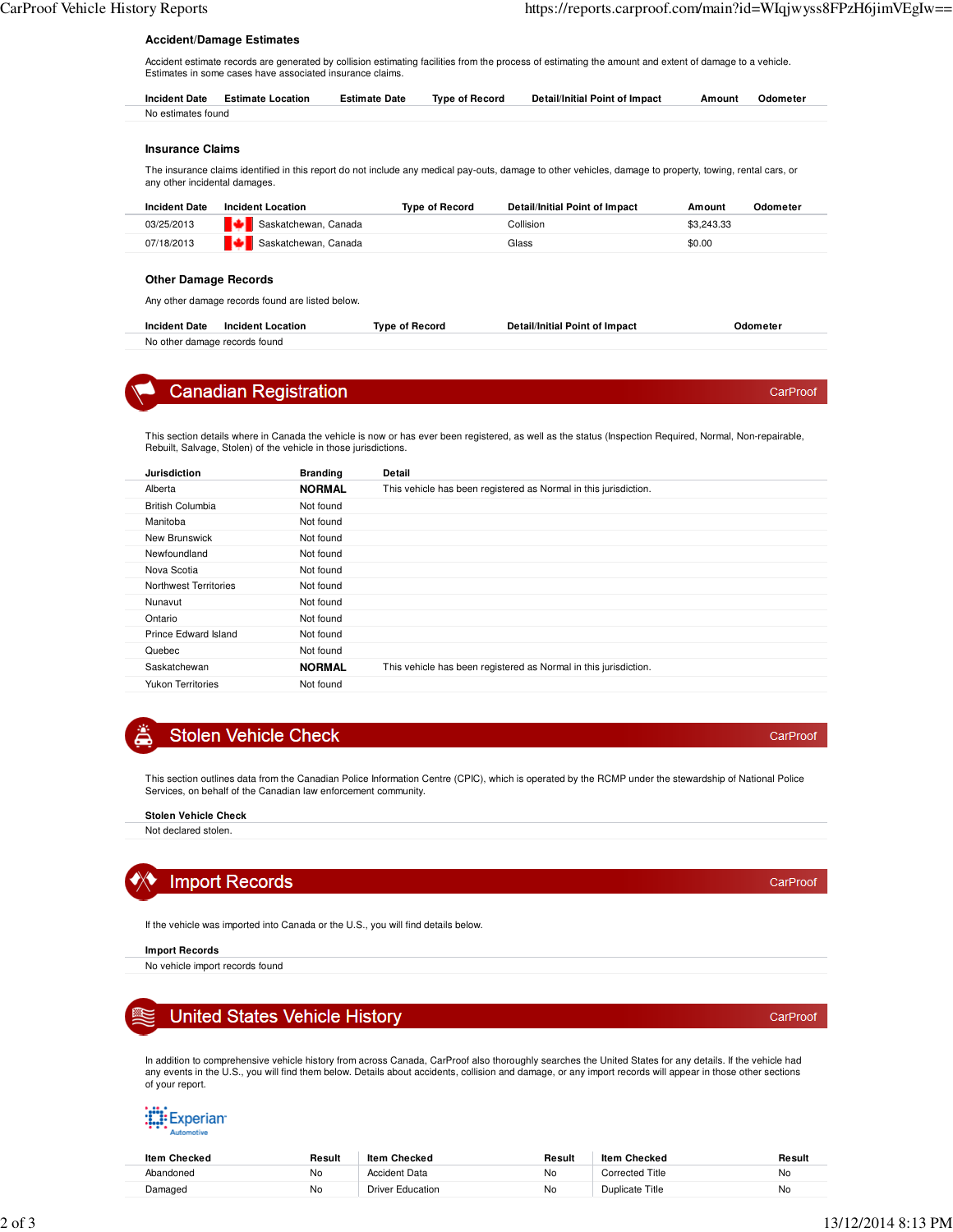### Accident/Damage Estimates

Accident estimate records are generated by collision estimating facilities from the process of estimating the amount and extent of damage to a vehicle. Estimates in some cases have associated insurance claims.

| Incident Date | Estimate Location | Estimate Date | Type of Record | Detail/Initial Point of Impact | Amount | Odometer |
|---|---|---|---|---|---|---|
| No estimates found | | | | | | |

### Insurance Claims

The insurance claims identified in this report do not include any medical pay-outs, damage to other vehicles, damage to property, towing, rental cars, or any other incidental damages.

| Incident Date | Incident Location | Type of Record | Detail/Initial Point of Impact | Amount | Odometer |
|---|---|---|---|---|---|
| 03/25/2013 | Saskatchewan, Canada | | Collision | $3,243.33 | |
| 07/18/2013 | Saskatchewan, Canada | | Glass | $0.00 | |

### Other Damage Records

Any other damage records found are listed below.

| Incident Date | Incident Location | Type of Record | Detail/Initial Point of Impact | Odometer |
|---|---|---|---|---|
| No other damage records found | | | | |

## Canadian Registration

CarProof

This section details where in Canada the vehicle is now or has ever been registered, as well as the status (Inspection Required, Normal, Non-repairable, Rebuilt, Salvage, Stolen) of the vehicle in those jurisdictions.

| Jurisdiction | Branding | Detail |
|---|---|---|
| Alberta | **NORMAL** | This vehicle has been registered as Normal in this jurisdiction. |
| British Columbia | Not found | |
| Manitoba | Not found | |
| New Brunswick | Not found | |
| Newfoundland | Not found | |
| Nova Scotia | Not found | |
| Northwest Territories | Not found | |
| Nunavut | Not found | |
| Ontario | Not found | |
| Prince Edward Island | Not found | |
| Quebec | Not found | |
| Saskatchewan | **NORMAL** | This vehicle has been registered as Normal in this jurisdiction. |
| Yukon Territories | Not found | |

## Stolen Vehicle Check

CarProof

This section outlines data from the Canadian Police Information Centre (CPIC), which is operated by the RCMP under the stewardship of National Police Services, on behalf of the Canadian law enforcement community.

| Stolen Vehicle Check |
|---|
| Not declared stolen. |

## Import Records

CarProof

If the vehicle was imported into Canada or the U.S., you will find details below.

| Import Records |
|---|
| No vehicle import records found |

## United States Vehicle History

CarProof

In addition to comprehensive vehicle history from across Canada, CarProof also thoroughly searches the United States for any details. If the vehicle had any events in the U.S., you will find them below. Details about accidents, collision and damage, or any import records will appear in those other sections of your report.

Experian Automotive

| Item Checked | Result | Item Checked | Result | Item Checked | Result |
|---|---|---|---|---|---|
| Abandoned | No | Accident Data | No | Corrected Title | No |
| Damaged | No | Driver Education | No | Duplicate Title | No |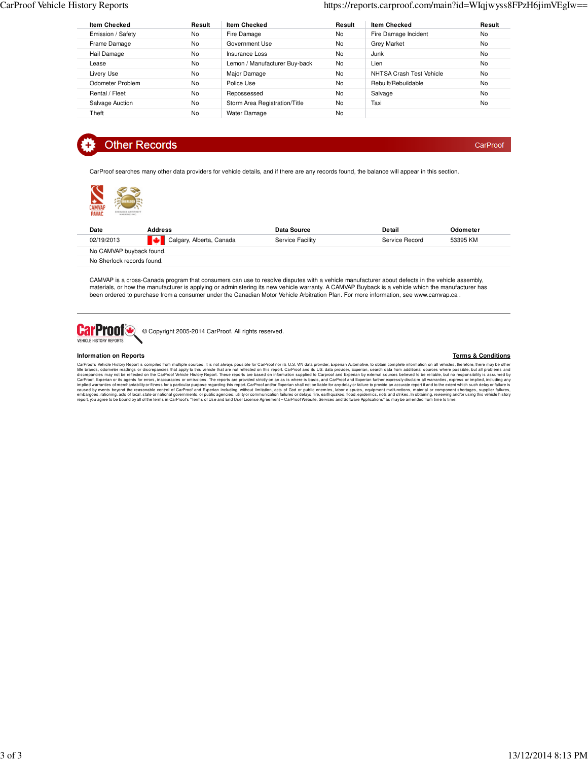| Item Checked | Result | Item Checked | Result | Item Checked | Result |
|---|---|---|---|---|---|
| Emission / Safety | No | Fire Damage | No | Fire Damage Incident | No |
| Frame Damage | No | Government Use | No | Grey Market | No |
| Hail Damage | No | Insurance Loss | No | Junk | No |
| Lease | No | Lemon / Manufacturer Buy-back | No | Lien | No |
| Livery Use | No | Major Damage | No | NHTSA Crash Test Vehicle | No |
| Odometer Problem | No | Police Use | No | Rebuilt/Rebuildable | No |
| Rental / Fleet | No | Repossessed | No | Salvage | No |
| Salvage Auction | No | Storm Area Registration/Title | No | Taxi | No |
| Theft | No | Water Damage | No | | |

## Other Records

CarProof

CarProof searches many other data providers for vehicle details, and if there are any records found, the balance will appear in this section.

| Date | Address | Data Source | Detail | Odometer |
|---|---|---|---|---|
| 02/19/2013 | Calgary, Alberta, Canada | Service Facility | Service Record | 53395 KM |
| No CAMVAP buyback found. | | | | |
| No Sherlock records found. | | | | |

CAMVAP is a cross-Canada program that consumers can use to resolve disputes with a vehicle manufacturer about defects in the vehicle assembly, materials, or how the manufacturer is applying or administering its new vehicle warranty. A CAMVAP Buyback is a vehicle which the manufacturer has been ordered to purchase from a consumer under the Canadian Motor Vehicle Arbitration Plan. For more information, see www.camvap.ca .

© Copyright 2005-2014 CarProof. All rights reserved.

**Information on Reports**

**Terms & Conditions**

CarProof's Vehicle History Report is compiled from multiple sources. It is not always possible for CarProof nor its U.S. VIN data provider, Experian Automotive, to obtain complete information on all vehicles, therefore, there may be other title brands, odometer readings or discrepancies that apply to this vehicle that are not reflected on this report. CarProof and its US. data provider, Experian, search data from additional sources where possible, but all problems and discrepancies may not be reflected on the CarProof Vehicle History Report. These reports are based on information supplied to Carproof and Experian by external sources believed to be reliable, but no responsibility is assumed by CarProof, Experian or its agents for errors, inaccuracies or omissions. The reports are provided strictly on an as is where is basis, and CarProof and Experian further expressly disclaim all warranties, express or implied, including any implied warranties of merchantability or fitness for a particular purpose regarding this report. CarProof and/or Experian shall not be liable for any delay or failure to provide an accurate report if and to the extent which such delay or failure is caused by events beyond the reasonable control of CarProof and Experian including, without limitation, acts of God or public enemies, labor disputes, equipment malfunctions, material or component shortages, supplier failures, embargoes, rationing, acts of local, state or national governments, or public agencies, utility or communication failures or delays, fire, earthquakes, flood, epidemics, riots and strikes. In obtaining, reviewing and/or using this vehicle history report, you agree to be bound by all of the terms in CarProof's "Terms of Use and End User License Agreement – CarProof Website, Services and Software Applications" as may be amended from time to time.